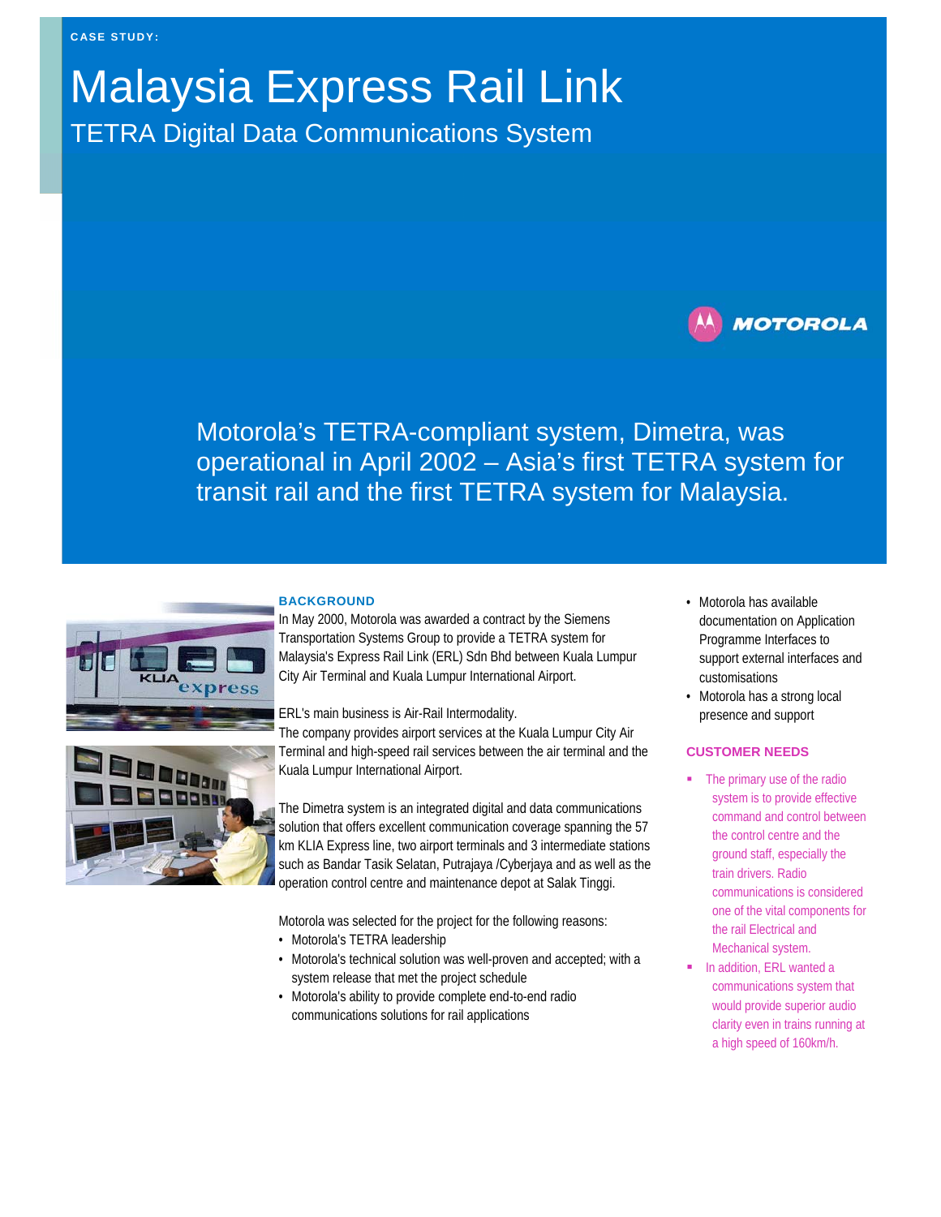CASE STUDY:

# Malaysia Express Rail Link

## TETRA Digital Data Communications System

MOTOROLA

Motorola's TETRA-compliant system, Dimetra, was operational in April 2002 – Asia's first TETRA system for transit rail and the first TETRA system for Malaysia.

### BACKGROUND

In May 2000, Motorola was awarded a contract by the Siemens Transportation Systems Group to provide a TETRA system for Malaysia's Express Rail Link (ERL) Sdn Bhd between Kuala Lumpur City Air Terminal and Kuala Lumpur International Airport.

ERL's main business is Air-Rail Intermodality.
The company provides airport services at the Kuala Lumpur City Air Terminal and high-speed rail services between the air terminal and the Kuala Lumpur International Airport.

The Dimetra system is an integrated digital and data communications solution that offers excellent communication coverage spanning the 57 km KLIA Express line, two airport terminals and 3 intermediate stations such as Bandar Tasik Selatan, Putrajaya /Cyberjaya and as well as the operation control centre and maintenance depot at Salak Tinggi.

Motorola was selected for the project for the following reasons:

- Motorola's TETRA leadership
- Motorola's technical solution was well-proven and accepted; with a system release that met the project schedule
- Motorola's ability to provide complete end-to-end radio communications solutions for rail applications
- Motorola has available documentation on Application Programme Interfaces to support external interfaces and customisations
- Motorola has a strong local presence and support

### CUSTOMER NEEDS

- The primary use of the radio system is to provide effective command and control between the control centre and the ground staff, especially the train drivers. Radio communications is considered one of the vital components for the rail Electrical and Mechanical system.
- In addition, ERL wanted a communications system that would provide superior audio clarity even in trains running at a high speed of 160km/h.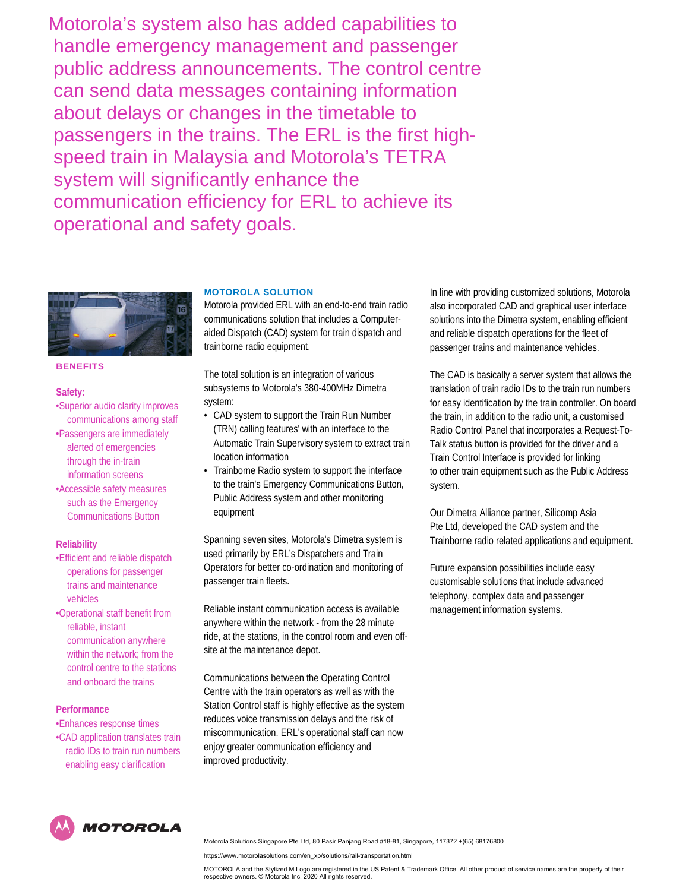Motorola's system also has added capabilities to handle emergency management and passenger public address announcements. The control centre can send data messages containing information about delays or changes in the timetable to passengers in the trains. The ERL is the first high-speed train in Malaysia and Motorola's TETRA system will significantly enhance the communication efficiency for ERL to achieve its operational and safety goals.

## BENEFITS

**Safety:**

- Superior audio clarity improves communications among staff
- Passengers are immediately alerted of emergencies through the in-train information screens
- Accessible safety measures such as the Emergency Communications Button

**Reliability**

- Efficient and reliable dispatch operations for passenger trains and maintenance vehicles
- Operational staff benefit from reliable, instant communication anywhere within the network; from the control centre to the stations and onboard the trains

**Performance**

- Enhances response times
- CAD application translates train radio IDs to train run numbers enabling easy clarification

## MOTOROLA SOLUTION

Motorola provided ERL with an end-to-end train radio communications solution that includes a Computer-aided Dispatch (CAD) system for train dispatch and trainborne radio equipment.

The total solution is an integration of various subsystems to Motorola's 380-400MHz Dimetra system:

- CAD system to support the Train Run Number (TRN) calling features' with an interface to the Automatic Train Supervisory system to extract train location information
- Trainborne Radio system to support the interface to the train's Emergency Communications Button, Public Address system and other monitoring equipment

Spanning seven sites, Motorola's Dimetra system is used primarily by ERL's Dispatchers and Train Operators for better co-ordination and monitoring of passenger train fleets.

Reliable instant communication access is available anywhere within the network - from the 28 minute ride, at the stations, in the control room and even off-site at the maintenance depot.

Communications between the Operating Control Centre with the train operators as well as with the Station Control staff is highly effective as the system reduces voice transmission delays and the risk of miscommunication. ERL's operational staff can now enjoy greater communication efficiency and improved productivity.

In line with providing customized solutions, Motorola also incorporated CAD and graphical user interface solutions into the Dimetra system, enabling efficient and reliable dispatch operations for the fleet of passenger trains and maintenance vehicles.

The CAD is basically a server system that allows the translation of train radio IDs to the train run numbers for easy identification by the train controller. On board the train, in addition to the radio unit, a customised Radio Control Panel that incorporates a Request-To-Talk status button is provided for the driver and a Train Control Interface is provided for linking to other train equipment such as the Public Address system.

Our Dimetra Alliance partner, Silicomp Asia Pte Ltd, developed the CAD system and the Trainborne radio related applications and equipment.

Future expansion possibilities include easy customisable solutions that include advanced telephony, complex data and passenger management information systems.

MOTOROLA

Motorola Solutions Singapore Pte Ltd, 80 Pasir Panjang Road #18-81, Singapore, 117372 +(65) 68176800

https://www.motorolasolutions.com/en_xp/solutions/rail-transportation.html

MOTOROLA and the Stylized M Logo are registered in the US Patent & Trademark Office. All other product of service names are the property of their respective owners. © Motorola Inc. 2020 All rights reserved.